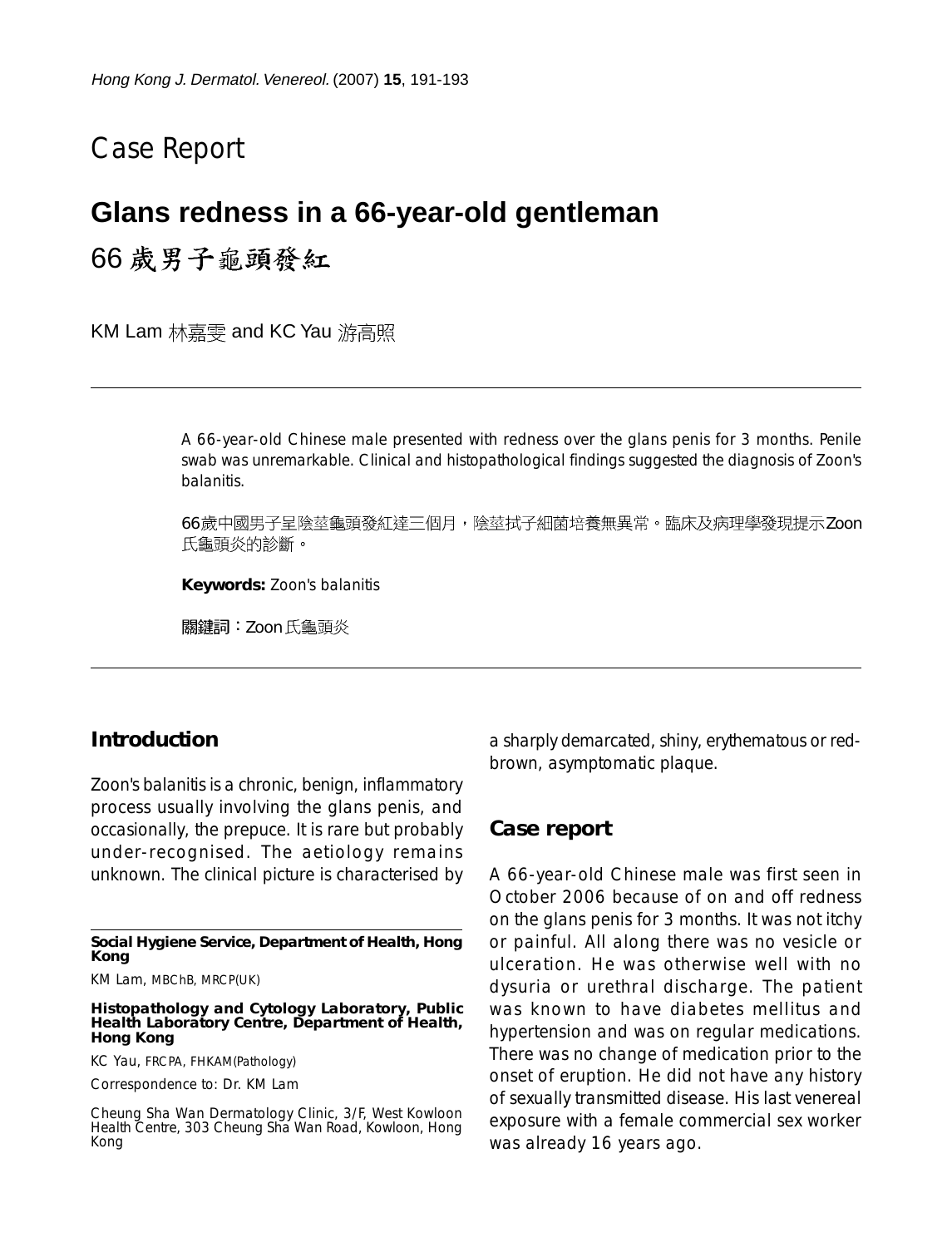Case Report

# Glans redness in a 66-year-old gentleman

## 66 歲男子龜頭發紅

KM Lam 林嘉雯 and KC Yau 游高照

A 66-year-old Chinese male presented with redness over the glans penis for 3 months. Penile swab was unremarkable. Clinical and histopathological findings suggested the diagnosis of Zoon's balanitis.

66歲中國男子呈陰莖龜頭發紅達三個月，陰莖拭子細菌培養無異常。臨床及病理學發現提示Zoon氏龜頭炎的診斷。

**Keywords:** Zoon's balanitis

關鍵詞：Zoon氏龜頭炎

## Introduction

Zoon's balanitis is a chronic, benign, inflammatory process usually involving the glans penis, and occasionally, the prepuce. It is rare but probably under-recognised. The aetiology remains unknown. The clinical picture is characterised by a sharply demarcated, shiny, erythematous or red-brown, asymptomatic plaque.

## Case report

A 66-year-old Chinese male was first seen in October 2006 because of on and off redness on the glans penis for 3 months. It was not itchy or painful. All along there was no vesicle or ulceration. He was otherwise well with no dysuria or urethral discharge. The patient was known to have diabetes mellitus and hypertension and was on regular medications. There was no change of medication prior to the onset of eruption. He did not have any history of sexually transmitted disease. His last venereal exposure with a female commercial sex worker was already 16 years ago.

---

**Social Hygiene Service, Department of Health, Hong Kong**

KM Lam, MBChB, MRCP(UK)

**Histopathology and Cytology Laboratory, Public Health Laboratory Centre, Department of Health, Hong Kong**

KC Yau, FRCPA, FHKAM(Pathology)

Correspondence to: Dr. KM Lam

Cheung Sha Wan Dermatology Clinic, 3/F, West Kowloon Health Centre, 303 Cheung Sha Wan Road, Kowloon, Hong Kong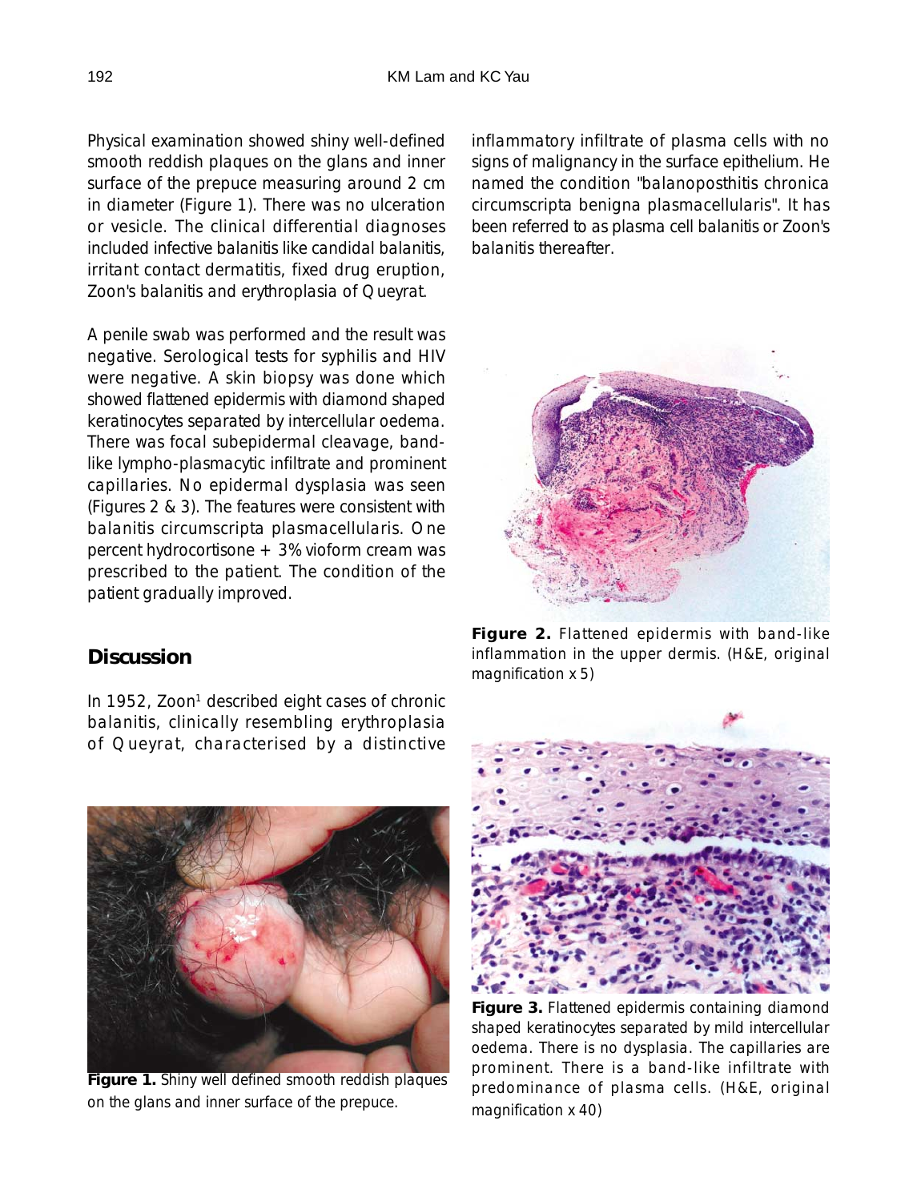Physical examination showed shiny well-defined smooth reddish plaques on the glans and inner surface of the prepuce measuring around 2 cm in diameter (Figure 1). There was no ulceration or vesicle. The clinical differential diagnoses included infective balanitis like candidal balanitis, irritant contact dermatitis, fixed drug eruption, Zoon's balanitis and erythroplasia of Queyrat.

A penile swab was performed and the result was negative. Serological tests for syphilis and HIV were negative. A skin biopsy was done which showed flattened epidermis with diamond shaped keratinocytes separated by intercellular oedema. There was focal subepidermal cleavage, band-like lympho-plasmacytic infiltrate and prominent capillaries. No epidermal dysplasia was seen (Figures 2 & 3). The features were consistent with balanitis circumscripta plasmacellularis. One percent hydrocortisone + 3% vioform cream was prescribed to the patient. The condition of the patient gradually improved.

## Discussion

In 1952, Zoon[1] described eight cases of chronic balanitis, clinically resembling erythroplasia of Queyrat, characterised by a distinctive inflammatory infiltrate of plasma cells with no signs of malignancy in the surface epithelium. He named the condition "balanoposthitis chronica circumscripta benigna plasmacellularis". It has been referred to as plasma cell balanitis or Zoon's balanitis thereafter.

**Figure 2.** Flattened epidermis with band-like inflammation in the upper dermis. (H&E, original magnification x 5)

**Figure 1.** Shiny well defined smooth reddish plaques on the glans and inner surface of the prepuce.

**Figure 3.** Flattened epidermis containing diamond shaped keratinocytes separated by mild intercellular oedema. There is no dysplasia. The capillaries are prominent. There is a band-like infiltrate with predominance of plasma cells. (H&E, original magnification x 40)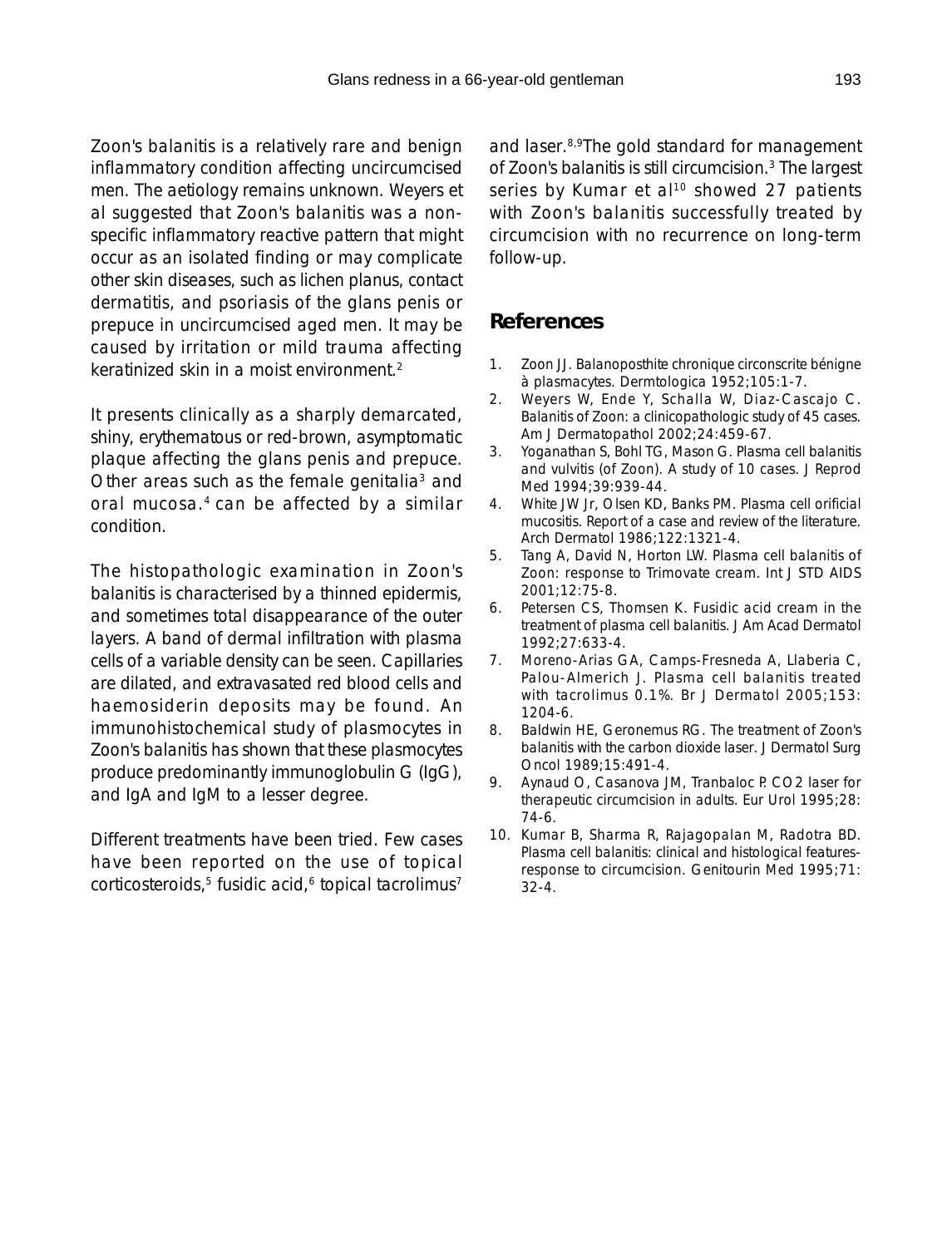Zoon's balanitis is a relatively rare and benign inflammatory condition affecting uncircumcised men. The aetiology remains unknown. Weyers et al suggested that Zoon's balanitis was a non-specific inflammatory reactive pattern that might occur as an isolated finding or may complicate other skin diseases, such as lichen planus, contact dermatitis, and psoriasis of the glans penis or prepuce in uncircumcised aged men. It may be caused by irritation or mild trauma affecting keratinized skin in a moist environment.[2]

It presents clinically as a sharply demarcated, shiny, erythematous or red-brown, asymptomatic plaque affecting the glans penis and prepuce. Other areas such as the female genitalia[3] and oral mucosa.[4] can be affected by a similar condition.

The histopathologic examination in Zoon's balanitis is characterised by a thinned epidermis, and sometimes total disappearance of the outer layers. A band of dermal infiltration with plasma cells of a variable density can be seen. Capillaries are dilated, and extravasated red blood cells and haemosiderin deposits may be found. An immunohistochemical study of plasmocytes in Zoon's balanitis has shown that these plasmocytes produce predominantly immunoglobulin G (IgG), and IgA and IgM to a lesser degree.

Different treatments have been tried. Few cases have been reported on the use of topical corticosteroids,[5] fusidic acid,[6] topical tacrolimus[7] and laser.[8,9]The gold standard for management of Zoon's balanitis is still circumcision.[3] The largest series by Kumar et al[10] showed 27 patients with Zoon's balanitis successfully treated by circumcision with no recurrence on long-term follow-up.

## References

1. Zoon JJ. Balanoposthite chronique circonscrite bénigne à plasmacytes. Dermtologica 1952;105:1-7.
2. Weyers W, Ende Y, Schalla W, Diaz-Cascajo C. Balanitis of Zoon: a clinicopathologic study of 45 cases. Am J Dermatopathol 2002;24:459-67.
3. Yoganathan S, Bohl TG, Mason G. Plasma cell balanitis and vulvitis (of Zoon). A study of 10 cases. J Reprod Med 1994;39:939-44.
4. White JW Jr, Olsen KD, Banks PM. Plasma cell orificial mucositis. Report of a case and review of the literature. Arch Dermatol 1986;122:1321-4.
5. Tang A, David N, Horton LW. Plasma cell balanitis of Zoon: response to Trimovate cream. Int J STD AIDS 2001;12:75-8.
6. Petersen CS, Thomsen K. Fusidic acid cream in the treatment of plasma cell balanitis. J Am Acad Dermatol 1992;27:633-4.
7. Moreno-Arias GA, Camps-Fresneda A, Llaberia C, Palou-Almerich J. Plasma cell balanitis treated with tacrolimus 0.1%. Br J Dermatol 2005;153: 1204-6.
8. Baldwin HE, Geronemus RG. The treatment of Zoon's balanitis with the carbon dioxide laser. J Dermatol Surg Oncol 1989;15:491-4.
9. Aynaud O, Casanova JM, Tranbaloc P. CO2 laser for therapeutic circumcision in adults. Eur Urol 1995;28: 74-6.
10. Kumar B, Sharma R, Rajagopalan M, Radotra BD. Plasma cell balanitis: clinical and histological features-response to circumcision. Genitourin Med 1995;71: 32-4.